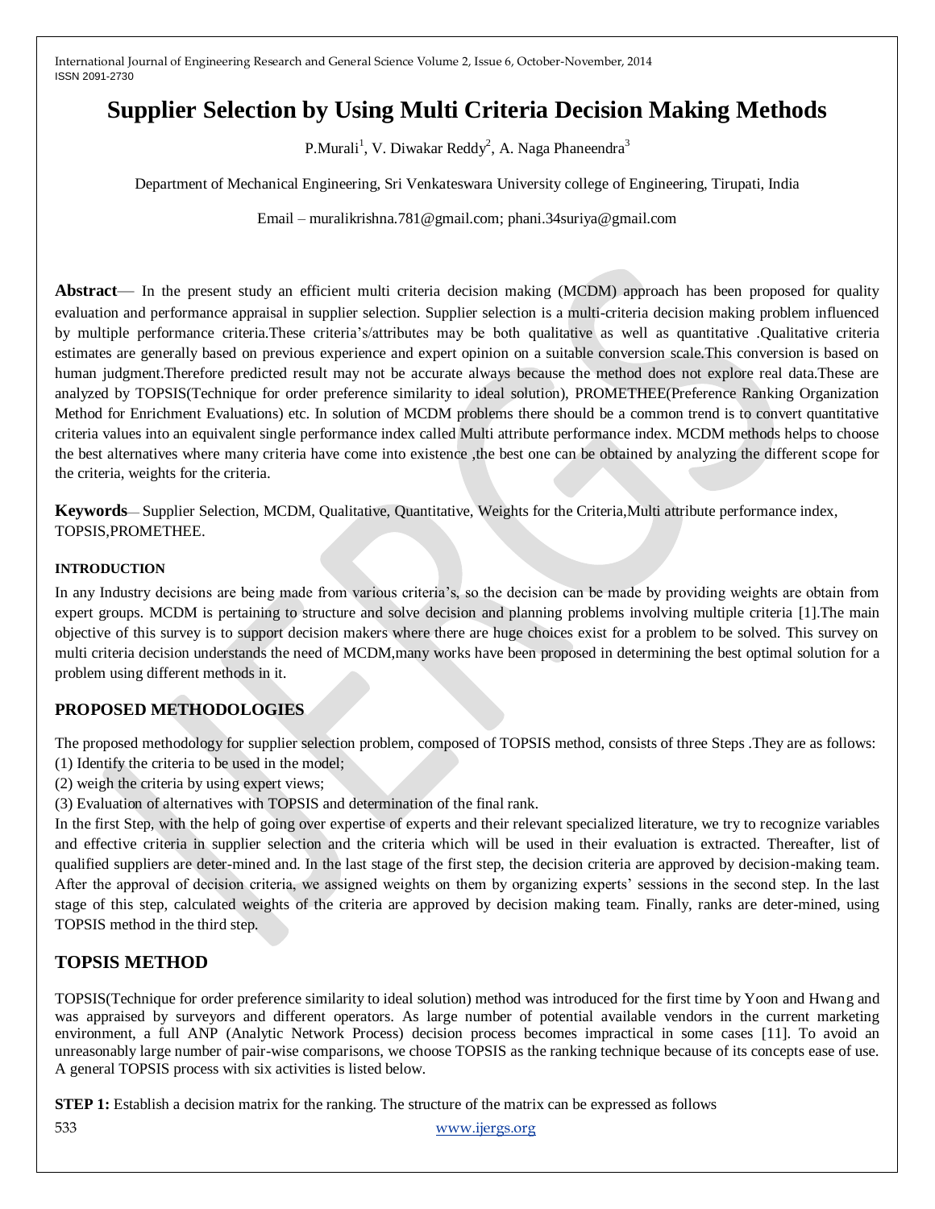# Supplier Selection by Using Multi Criteria Decision Making Methods

P.Murali[1], V. Diwakar Reddy[2], A. Naga Phaneendra[3]

Department of Mechanical Engineering, Sri Venkateswara University college of Engineering, Tirupati, India

Email – muralikrishna.781@gmail.com; phani.34suriya@gmail.com

**Abstract**— In the present study an efficient multi criteria decision making (MCDM) approach has been proposed for quality evaluation and performance appraisal in supplier selection. Supplier selection is a multi-criteria decision making problem influenced by multiple performance criteria.These criteria's/attributes may be both qualitative as well as quantitative .Qualitative criteria estimates are generally based on previous experience and expert opinion on a suitable conversion scale.This conversion is based on human judgment.Therefore predicted result may not be accurate always because the method does not explore real data.These are analyzed by TOPSIS(Technique for order preference similarity to ideal solution), PROMETHEE(Preference Ranking Organization Method for Enrichment Evaluations) etc. In solution of MCDM problems there should be a common trend is to convert quantitative criteria values into an equivalent single performance index called Multi attribute performance index. MCDM methods helps to choose the best alternatives where many criteria have come into existence ,the best one can be obtained by analyzing the different scope for the criteria, weights for the criteria.

**Keywords**— Supplier Selection, MCDM, Qualitative, Quantitative, Weights for the Criteria,Multi attribute performance index, TOPSIS,PROMETHEE.

#### INTRODUCTION

In any Industry decisions are being made from various criteria's, so the decision can be made by providing weights are obtain from expert groups. MCDM is pertaining to structure and solve decision and planning problems involving multiple criteria [1].The main objective of this survey is to support decision makers where there are huge choices exist for a problem to be solved. This survey on multi criteria decision understands the need of MCDM,many works have been proposed in determining the best optimal solution for a problem using different methods in it.

## PROPOSED METHODOLOGIES

The proposed methodology for supplier selection problem, composed of TOPSIS method, consists of three Steps .They are as follows:
(1) Identify the criteria to be used in the model;
(2) weigh the criteria by using expert views;
(3) Evaluation of alternatives with TOPSIS and determination of the final rank.

In the first Step, with the help of going over expertise of experts and their relevant specialized literature, we try to recognize variables and effective criteria in supplier selection and the criteria which will be used in their evaluation is extracted. Thereafter, list of qualified suppliers are deter-mined and. In the last stage of the first step, the decision criteria are approved by decision-making team. After the approval of decision criteria, we assigned weights on them by organizing experts' sessions in the second step. In the last stage of this step, calculated weights of the criteria are approved by decision making team. Finally, ranks are deter-mined, using TOPSIS method in the third step.

## TOPSIS METHOD

TOPSIS(Technique for order preference similarity to ideal solution) method was introduced for the first time by Yoon and Hwang and was appraised by surveyors and different operators. As large number of potential available vendors in the current marketing environment, a full ANP (Analytic Network Process) decision process becomes impractical in some cases [11]. To avoid an unreasonably large number of pair-wise comparisons, we choose TOPSIS as the ranking technique because of its concepts ease of use. A general TOPSIS process with six activities is listed below.

**STEP 1:** Establish a decision matrix for the ranking. The structure of the matrix can be expressed as follows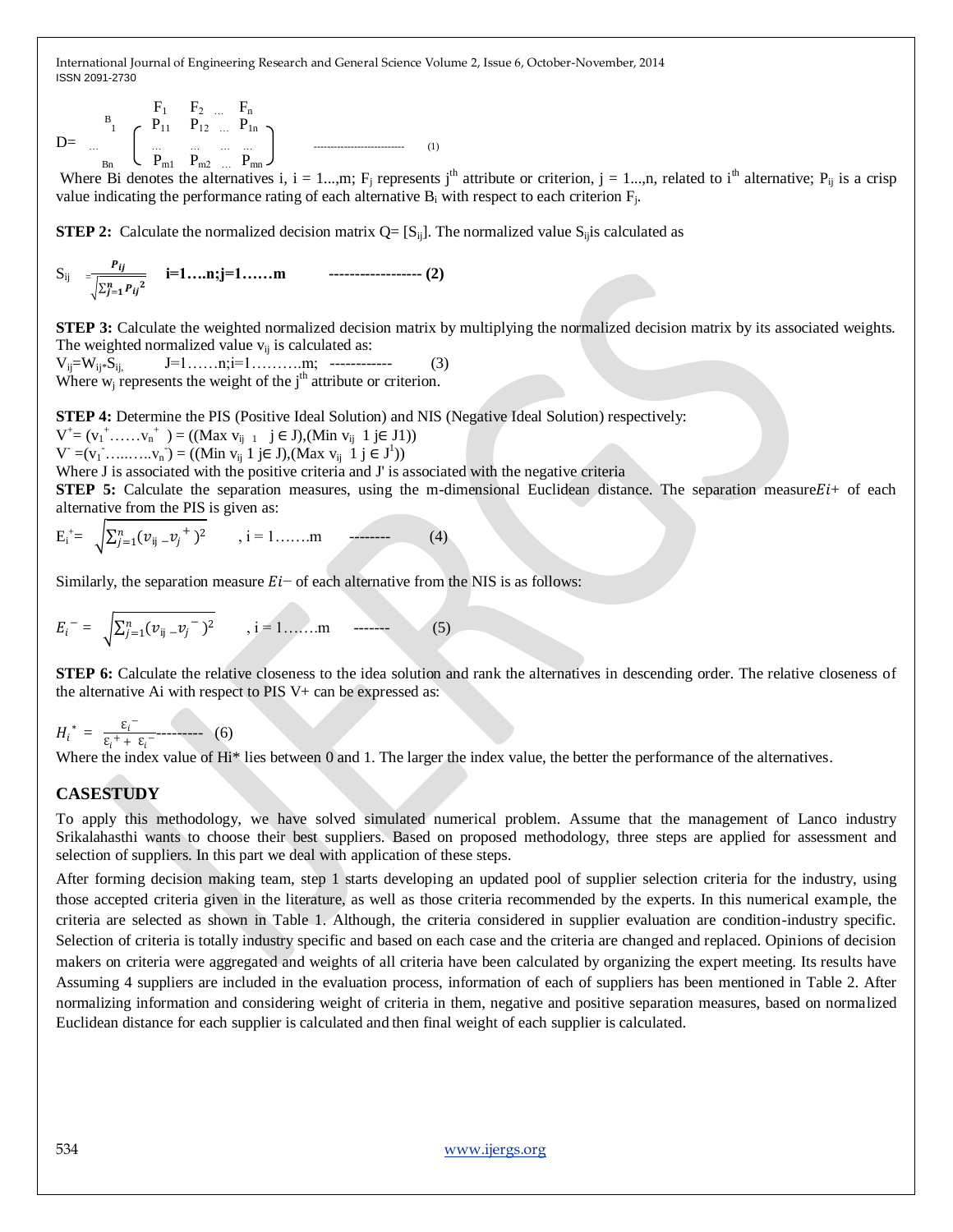$$D = \begin{matrix} & F_1 & F_2 & \dots & F_n \\ B_1 & P_{11} & P_{12} & \dots & P_{1n} \\ \dots & \dots & \dots & \dots & \dots \\ B_n & P_{m1} & P_{m2} & \dots & P_{mn} \end{matrix} \qquad \text{--------------------------} \quad (1)$$

Where Bi denotes the alternatives i, i = 1...,m; $F_j$ represents $j^{th}$ attribute or criterion, j = 1...,n, related to $i^{th}$ alternative; $P_{ij}$ is a crisp value indicating the performance rating of each alternative $B_i$ with respect to each criterion $F_j$.

**STEP 2:** Calculate the normalized decision matrix Q= [$S_{ij}$]. The normalized value $S_{ij}$is calculated as

$$S_{ij} = \frac{P_{ij}}{\sqrt{\sum_{j=1}^{n} P_{ij}^2}} \quad \textbf{i=1….n;j=1……m} \qquad \textbf{------------------ (2)}$$

**STEP 3:** Calculate the weighted normalized decision matrix by multiplying the normalized decision matrix by its associated weights. The weighted normalized value $v_{ij}$ is calculated as:

$V_{ij}=W_{ij*}S_{ij,}$ J=1……n;i=1……….m; ------------ (3)

Where $w_j$ represents the weight of the $j^{th}$ attribute or criterion.

**STEP 4:** Determine the PIS (Positive Ideal Solution) and NIS (Negative Ideal Solution) respectively:

$V^+= (v_1^+……v_n^+ ) = ((\text{Max } v_{ij}\ _1 \ \ j \in J),(\text{Min } v_{ij} \ 1\ j\in J1))$

$V^- =(v_1^-…..…..v_n^-) = ((\text{Min } v_{ij}\ 1\ j\in J),(\text{Max } v_{ij}\ 1\ j \in J^1))$

Where J is associated with the positive criteria and J' is associated with the negative criteria

**STEP 5:** Calculate the separation measures, using the m-dimensional Euclidean distance. The separation measure$Ei+$ of each alternative from the PIS is given as:

$$E_i^+= \sqrt{\sum_{j=1}^{n}(v_{ij} - v_j^+)^2} \qquad , i = 1…….m \qquad \text{--------} \qquad (4)$$

Similarly, the separation measure $Ei-$ of each alternative from the NIS is as follows:

$$E_i^- = \sqrt{\sum_{j=1}^{n}(v_{ij} - v_j^-)^2} \qquad , i = 1…….m \qquad \text{-------} \qquad (5)$$

**STEP 6:** Calculate the relative closeness to the idea solution and rank the alternatives in descending order. The relative closeness of the alternative Ai with respect to PIS V+ can be expressed as:

$$H_i^* = \frac{\varepsilon_i^-}{\varepsilon_i^+ + \varepsilon_i^-} \text{---------} \quad (6)$$

Where the index value of Hi* lies between 0 and 1. The larger the index value, the better the performance of the alternatives.

## CASESTUDY

To apply this methodology, we have solved simulated numerical problem. Assume that the management of Lanco industry Srikalahasthi wants to choose their best suppliers. Based on proposed methodology, three steps are applied for assessment and selection of suppliers. In this part we deal with application of these steps.

After forming decision making team, step 1 starts developing an updated pool of supplier selection criteria for the industry, using those accepted criteria given in the literature, as well as those criteria recommended by the experts. In this numerical example, the criteria are selected as shown in Table 1. Although, the criteria considered in supplier evaluation are condition-industry specific. Selection of criteria is totally industry specific and based on each case and the criteria are changed and replaced. Opinions of decision makers on criteria were aggregated and weights of all criteria have been calculated by organizing the expert meeting. Its results have Assuming 4 suppliers are included in the evaluation process, information of each of suppliers has been mentioned in Table 2. After normalizing information and considering weight of criteria in them, negative and positive separation measures, based on normalized Euclidean distance for each supplier is calculated and then final weight of each supplier is calculated.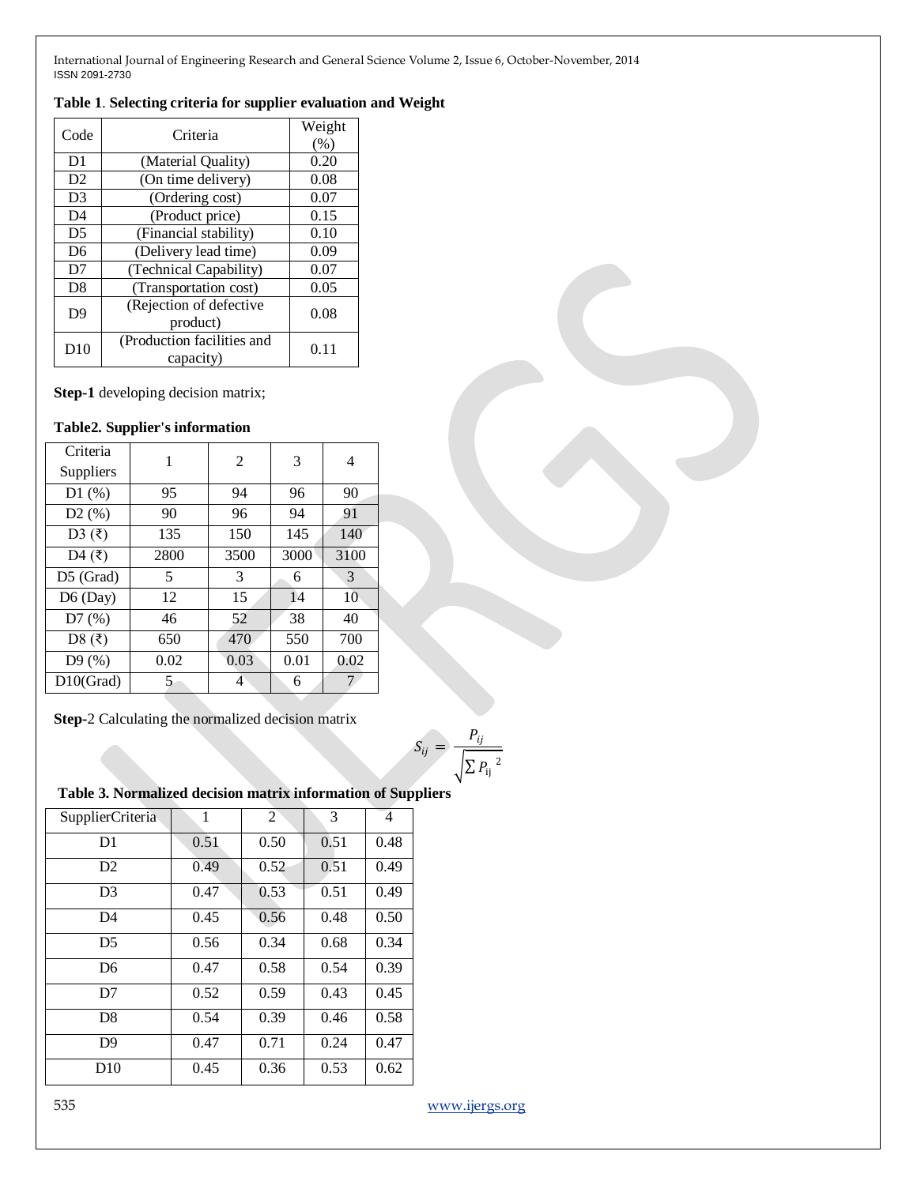**Table 1**. **Selecting criteria for supplier evaluation and Weight**

| Code | Criteria | Weight (%) |
|---|---|---|
| D1 | (Material Quality) | 0.20 |
| D2 | (On time delivery) | 0.08 |
| D3 | (Ordering cost) | 0.07 |
| D4 | (Product price) | 0.15 |
| D5 | (Financial stability) | 0.10 |
| D6 | (Delivery lead time) | 0.09 |
| D7 | (Technical Capability) | 0.07 |
| D8 | (Transportation cost) | 0.05 |
| D9 | (Rejection of defective product) | 0.08 |
| D10 | (Production facilities and capacity) | 0.11 |

**Step-1** developing decision matrix;

**Table2. Supplier's information**

| Criteria Suppliers | 1 | 2 | 3 | 4 |
|---|---|---|---|---|
| D1 (%) | 95 | 94 | 96 | 90 |
| D2 (%) | 90 | 96 | 94 | 91 |
| D3 (₹) | 135 | 150 | 145 | 140 |
| D4 (₹) | 2800 | 3500 | 3000 | 3100 |
| D5 (Grad) | 5 | 3 | 6 | 3 |
| D6 (Day) | 12 | 15 | 14 | 10 |
| D7 (%) | 46 | 52 | 38 | 40 |
| D8 (₹) | 650 | 470 | 550 | 700 |
| D9 (%) | 0.02 | 0.03 | 0.01 | 0.02 |
| D10(Grad) | 5 | 4 | 6 | 7 |

**Step-**2 Calculating the normalized decision matrix

$$S_{ij} = \frac{P_{ij}}{\sqrt{\sum P_{ij}^{2}}}$$

**Table 3. Normalized decision matrix information of Suppliers**

| SupplierCriteria | 1 | 2 | 3 | 4 |
|---|---|---|---|---|
| D1 | 0.51 | 0.50 | 0.51 | 0.48 |
| D2 | 0.49 | 0.52 | 0.51 | 0.49 |
| D3 | 0.47 | 0.53 | 0.51 | 0.49 |
| D4 | 0.45 | 0.56 | 0.48 | 0.50 |
| D5 | 0.56 | 0.34 | 0.68 | 0.34 |
| D6 | 0.47 | 0.58 | 0.54 | 0.39 |
| D7 | 0.52 | 0.59 | 0.43 | 0.45 |
| D8 | 0.54 | 0.39 | 0.46 | 0.58 |
| D9 | 0.47 | 0.71 | 0.24 | 0.47 |
| D10 | 0.45 | 0.36 | 0.53 | 0.62 |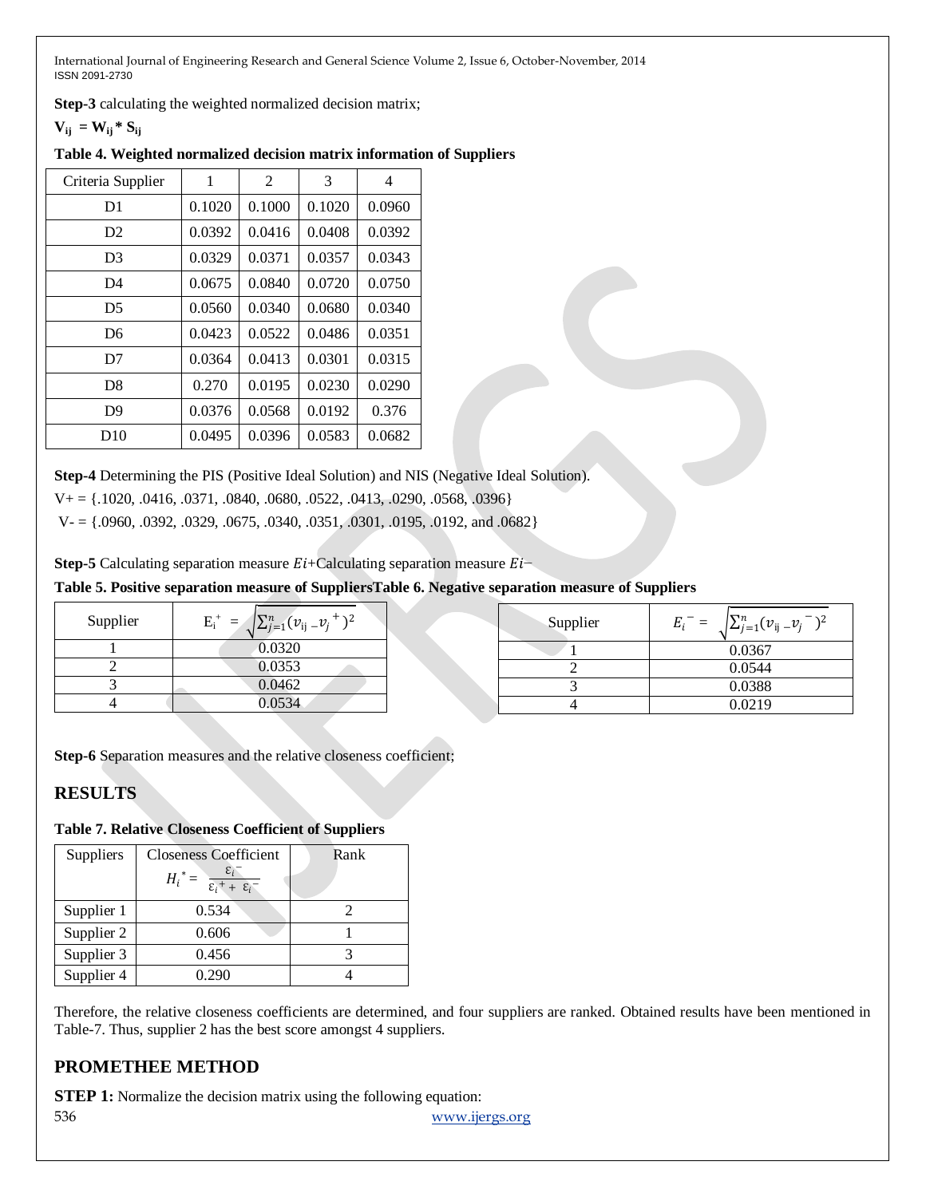**Step-3** calculating the weighted normalized decision matrix;

$$V_{ij} = W_{ij} * S_{ij}$$

**Table 4. Weighted normalized decision matrix information of Suppliers**

| Criteria Supplier | 1 | 2 | 3 | 4 |
|---|---|---|---|---|
| D1 | 0.1020 | 0.1000 | 0.1020 | 0.0960 |
| D2 | 0.0392 | 0.0416 | 0.0408 | 0.0392 |
| D3 | 0.0329 | 0.0371 | 0.0357 | 0.0343 |
| D4 | 0.0675 | 0.0840 | 0.0720 | 0.0750 |
| D5 | 0.0560 | 0.0340 | 0.0680 | 0.0340 |
| D6 | 0.0423 | 0.0522 | 0.0486 | 0.0351 |
| D7 | 0.0364 | 0.0413 | 0.0301 | 0.0315 |
| D8 | 0.270 | 0.0195 | 0.0230 | 0.0290 |
| D9 | 0.0376 | 0.0568 | 0.0192 | 0.376 |
| D10 | 0.0495 | 0.0396 | 0.0583 | 0.0682 |

**Step-4** Determining the PIS (Positive Ideal Solution) and NIS (Negative Ideal Solution).

V+ = {.1020, .0416, .0371, .0840, .0680, .0522, .0413, .0290, .0568, .0396}

V- = {.0960, .0392, .0329, .0675, .0340, .0351, .0301, .0195, .0192, and .0682}

**Step-5** Calculating separation measure $Ei+$Calculating separation measure $Ei-$

**Table 5. Positive separation measure of Suppliers**

| Supplier | $E_i^+ = \sqrt{\sum_{j=1}^{n}(v_{ij} - v_j^+)^2}$ |
|---|---|
| 1 | 0.0320 |
| 2 | 0.0353 |
| 3 | 0.0462 |
| 4 | 0.0534 |

**Table 6. Negative separation measure of Suppliers**

| Supplier | $E_i^- = \sqrt{\sum_{j=1}^{n}(v_{ij} - v_j^-)^2}$ |
|---|---|
| 1 | 0.0367 |
| 2 | 0.0544 |
| 3 | 0.0388 |
| 4 | 0.0219 |

**Step-6** Separation measures and the relative closeness coefficient;

## RESULTS

**Table 7. Relative Closeness Coefficient of Suppliers**

| Suppliers | Closeness Coefficient $H_i^* = \frac{\varepsilon_i^-}{\varepsilon_i^+ + \varepsilon_i^-}$ | Rank |
|---|---|---|
| Supplier 1 | 0.534 | 2 |
| Supplier 2 | 0.606 | 1 |
| Supplier 3 | 0.456 | 3 |
| Supplier 4 | 0.290 | 4 |

Therefore, the relative closeness coefficients are determined, and four suppliers are ranked. Obtained results have been mentioned in Table-7. Thus, supplier 2 has the best score amongst 4 suppliers.

## PROMETHEE METHOD

**STEP 1:** Normalize the decision matrix using the following equation: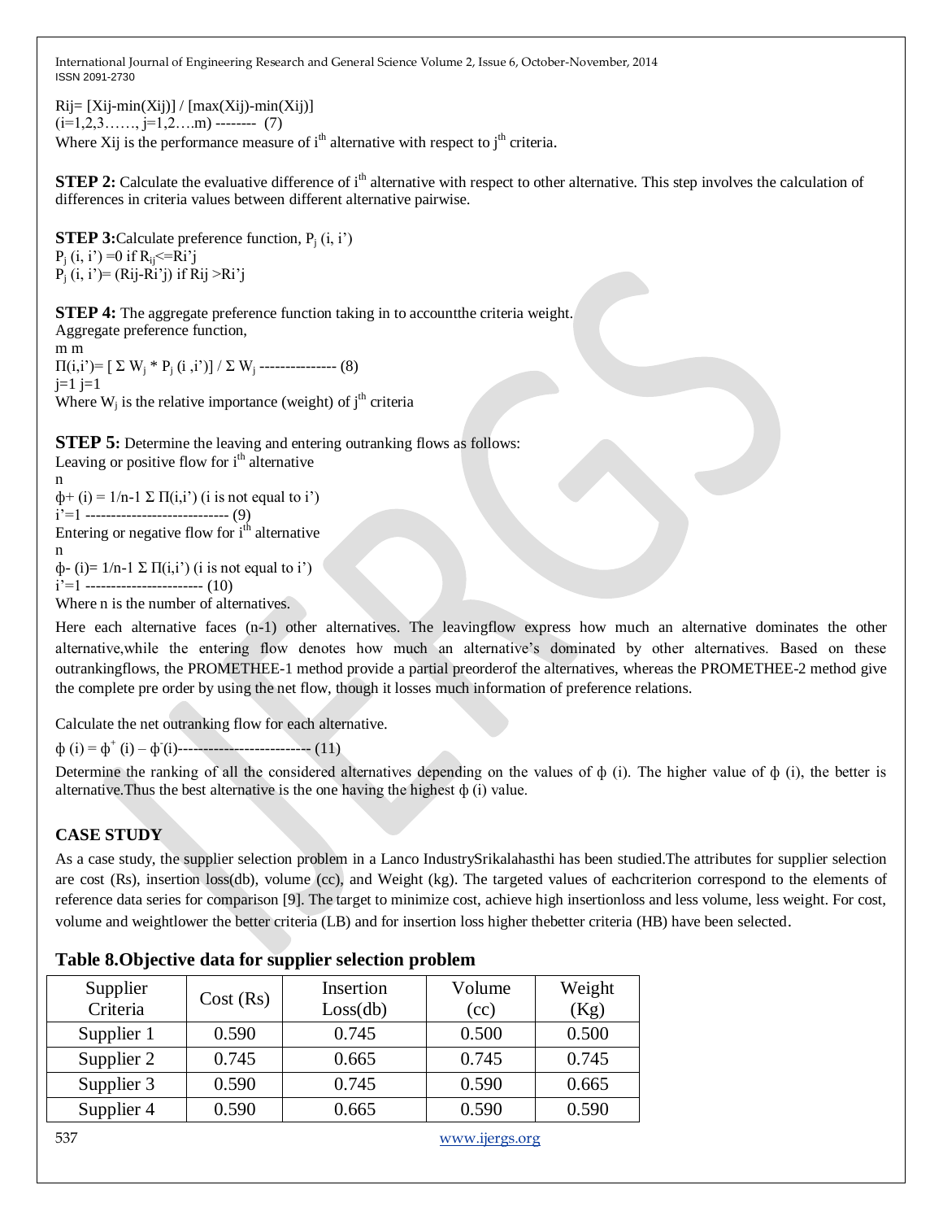$R_{ij} = [X_{ij} - \min(X_{ij})] / [\max(X_{ij}) - \min(X_{ij})]$

$(i=1,2,3……, j=1,2….m)$ -------- (7)

Where $X_{ij}$ is the performance measure of $i^{th}$ alternative with respect to $j^{th}$ criteria.

**STEP 2:** Calculate the evaluative difference of $i^{th}$ alternative with respect to other alternative. This step involves the calculation of differences in criteria values between different alternative pairwise.

**STEP 3:** Calculate preference function, $P_j(i, i')$

$P_j(i, i') = 0$ if $R_{ij} \leq R_{i'j}$

$P_j(i, i') = (R_{ij} - R_{i'j})$ if $R_{ij} > R_{i'j}$

**STEP 4:** The aggregate preference function taking in to accountthe criteria weight.

Aggregate preference function,

$$\Pi(i,i') = \left[ \sum_{j=1}^{m} W_j * P_j(i,i') \right] / \sum_{j=1}^{m} W_j \text{ --------------- } (8)$$

Where $W_j$ is the relative importance (weight) of $j^{th}$ criteria

**STEP 5:** Determine the leaving and entering outranking flows as follows:

Leaving or positive flow for $i^{th}$ alternative

$$\phi^{+}(i) = 1/n-1 \sum_{i'=1}^{n} \Pi(i,i') \text{ (i is not equal to i') ---------------------------- } (9)$$

Entering or negative flow for $i^{th}$ alternative

$$\phi^{-}(i) = 1/n-1 \sum_{i'=1}^{n} \Pi(i,i') \text{ (i is not equal to i') ----------------------- } (10)$$

Where n is the number of alternatives.

Here each alternative faces (n-1) other alternatives. The leavingflow express how much an alternative dominates the other alternative,while the entering flow denotes how much an alternative's dominated by other alternatives. Based on these outrankingflows, the PROMETHEE-1 method provide a partial preorderof the alternatives, whereas the PROMETHEE-2 method give the complete pre order by using the net flow, though it losses much information of preference relations.

Calculate the net outranking flow for each alternative.

$$\phi(i) = \phi^{+}(i) - \phi^{-}(i) \text{ ------------------------- } (11)$$

Determine the ranking of all the considered alternatives depending on the values of $\phi(i)$. The higher value of $\phi(i)$, the better is alternative.Thus the best alternative is the one having the highest $\phi(i)$ value.

## CASE STUDY

As a case study, the supplier selection problem in a Lanco IndustrySrikalahasthi has been studied.The attributes for supplier selection are cost (Rs), insertion loss(db), volume (cc), and Weight (kg). The targeted values of eachcriterion correspond to the elements of reference data series for comparison [9]. The target to minimize cost, achieve high insertionloss and less volume, less weight. For cost, volume and weightlower the better criteria (LB) and for insertion loss higher thebetter criteria (HB) have been selected.

**Table 8.Objective data for supplier selection problem**

| Supplier Criteria | Cost (Rs) | Insertion Loss(db) | Volume (cc) | Weight (Kg) |
|---|---|---|---|---|
| Supplier 1 | 0.590 | 0.745 | 0.500 | 0.500 |
| Supplier 2 | 0.745 | 0.665 | 0.745 | 0.745 |
| Supplier 3 | 0.590 | 0.745 | 0.590 | 0.665 |
| Supplier 4 | 0.590 | 0.665 | 0.590 | 0.590 |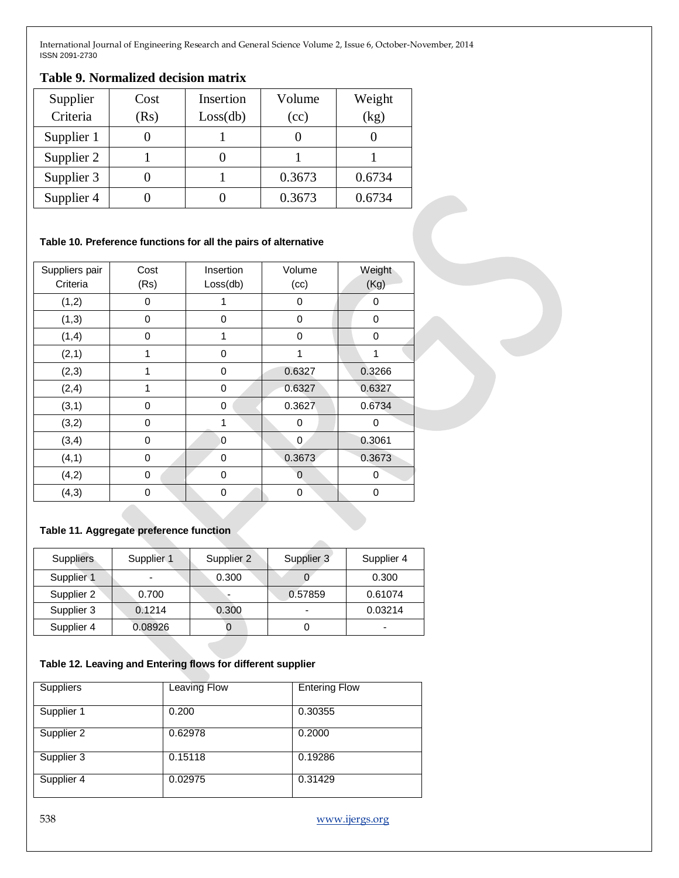**Table 9. Normalized decision matrix**

| Supplier Criteria | Cost (Rs) | Insertion Loss(db) | Volume (cc) | Weight (kg) |
|---|---|---|---|---|
| Supplier 1 | 0 | 1 | 0 | 0 |
| Supplier 2 | 1 | 0 | 1 | 1 |
| Supplier 3 | 0 | 1 | 0.3673 | 0.6734 |
| Supplier 4 | 0 | 0 | 0.3673 | 0.6734 |

**Table 10. Preference functions for all the pairs of alternative**

| Suppliers pair Criteria | Cost (Rs) | Insertion Loss(db) | Volume (cc) | Weight (Kg) |
|---|---|---|---|---|
| (1,2) | 0 | 1 | 0 | 0 |
| (1,3) | 0 | 0 | 0 | 0 |
| (1,4) | 0 | 1 | 0 | 0 |
| (2,1) | 1 | 0 | 1 | 1 |
| (2,3) | 1 | 0 | 0.6327 | 0.3266 |
| (2,4) | 1 | 0 | 0.6327 | 0.6327 |
| (3,1) | 0 | 0 | 0.3627 | 0.6734 |
| (3,2) | 0 | 1 | 0 | 0 |
| (3,4) | 0 | 0 | 0 | 0.3061 |
| (4,1) | 0 | 0 | 0.3673 | 0.3673 |
| (4,2) | 0 | 0 | 0 | 0 |
| (4,3) | 0 | 0 | 0 | 0 |

**Table 11. Aggregate preference function**

| Suppliers | Supplier 1 | Supplier 2 | Supplier 3 | Supplier 4 |
|---|---|---|---|---|
| Supplier 1 | - | 0.300 | 0 | 0.300 |
| Supplier 2 | 0.700 | - | 0.57859 | 0.61074 |
| Supplier 3 | 0.1214 | 0.300 | - | 0.03214 |
| Supplier 4 | 0.08926 | 0 | 0 | - |

**Table 12. Leaving and Entering flows for different supplier**

| Suppliers | Leaving Flow | Entering Flow |
|---|---|---|
| Supplier 1 | 0.200 | 0.30355 |
| Supplier 2 | 0.62978 | 0.2000 |
| Supplier 3 | 0.15118 | 0.19286 |
| Supplier 4 | 0.02975 | 0.31429 |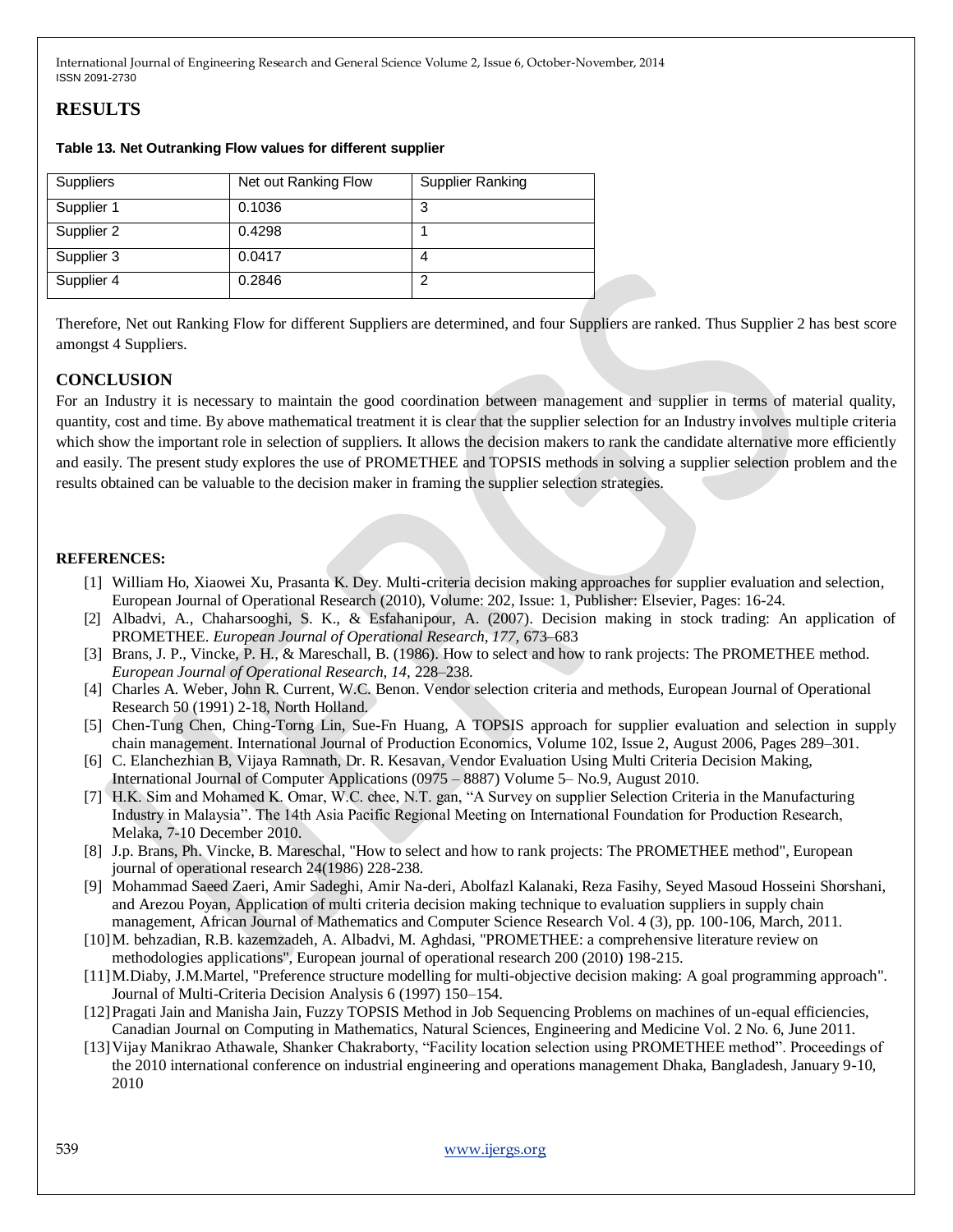## RESULTS

**Table 13. Net Outranking Flow values for different supplier**

| Suppliers | Net out Ranking Flow | Supplier Ranking |
|---|---|---|
| Supplier 1 | 0.1036 | 3 |
| Supplier 2 | 0.4298 | 1 |
| Supplier 3 | 0.0417 | 4 |
| Supplier 4 | 0.2846 | 2 |

Therefore, Net out Ranking Flow for different Suppliers are determined, and four Suppliers are ranked. Thus Supplier 2 has best score amongst 4 Suppliers.

## CONCLUSION

For an Industry it is necessary to maintain the good coordination between management and supplier in terms of material quality, quantity, cost and time. By above mathematical treatment it is clear that the supplier selection for an Industry involves multiple criteria which show the important role in selection of suppliers. It allows the decision makers to rank the candidate alternative more efficiently and easily. The present study explores the use of PROMETHEE and TOPSIS methods in solving a supplier selection problem and the results obtained can be valuable to the decision maker in framing the supplier selection strategies.

## REFERENCES:

[1] William Ho, Xiaowei Xu, Prasanta K. Dey. Multi-criteria decision making approaches for supplier evaluation and selection, European Journal of Operational Research (2010), Volume: 202, Issue: 1, Publisher: Elsevier, Pages: 16-24.

[2] Albadvi, A., Chaharsooghi, S. K., & Esfahanipour, A. (2007). Decision making in stock trading: An application of PROMETHEE. *European Journal of Operational Research, 177*, 673–683

[3] Brans, J. P., Vincke, P. H., & Mareschall, B. (1986). How to select and how to rank projects: The PROMETHEE method. *European Journal of Operational Research, 14*, 228–238.

[4] Charles A. Weber, John R. Current, W.C. Benon. Vendor selection criteria and methods, European Journal of Operational Research 50 (1991) 2-18, North Holland.

[5] Chen-Tung Chen, Ching-Torng Lin, Sue-Fn Huang, A TOPSIS approach for supplier evaluation and selection in supply chain management. International Journal of Production Economics, Volume 102, Issue 2, August 2006, Pages 289–301.

[6] C. Elanchezhian B, Vijaya Ramnath, Dr. R. Kesavan, Vendor Evaluation Using Multi Criteria Decision Making, International Journal of Computer Applications (0975 – 8887) Volume 5– No.9, August 2010.

[7] H.K. Sim and Mohamed K. Omar, W.C. chee, N.T. gan, "A Survey on supplier Selection Criteria in the Manufacturing Industry in Malaysia". The 14th Asia Pacific Regional Meeting on International Foundation for Production Research, Melaka, 7-10 December 2010.

[8] J.p. Brans, Ph. Vincke, B. Mareschal, "How to select and how to rank projects: The PROMETHEE method", European journal of operational research 24(1986) 228-238.

[9] Mohammad Saeed Zaeri, Amir Sadeghi, Amir Na-deri, Abolfazl Kalanaki, Reza Fasihy, Seyed Masoud Hosseini Shorshani, and Arezou Poyan, Application of multi criteria decision making technique to evaluation suppliers in supply chain management, African Journal of Mathematics and Computer Science Research Vol. 4 (3), pp. 100-106, March, 2011.

[10] M. behzadian, R.B. kazemzadeh, A. Albadvi, M. Aghdasi, "PROMETHEE: a comprehensive literature review on methodologies applications", European journal of operational research 200 (2010) 198-215.

[11] M.Diaby, J.M.Martel, "Preference structure modelling for multi-objective decision making: A goal programming approach". Journal of Multi-Criteria Decision Analysis 6 (1997) 150–154.

[12] Pragati Jain and Manisha Jain, Fuzzy TOPSIS Method in Job Sequencing Problems on machines of un-equal efficiencies, Canadian Journal on Computing in Mathematics, Natural Sciences, Engineering and Medicine Vol. 2 No. 6, June 2011.

[13] Vijay Manikrao Athawale, Shanker Chakraborty, "Facility location selection using PROMETHEE method". Proceedings of the 2010 international conference on industrial engineering and operations management Dhaka, Bangladesh, January 9-10, 2010